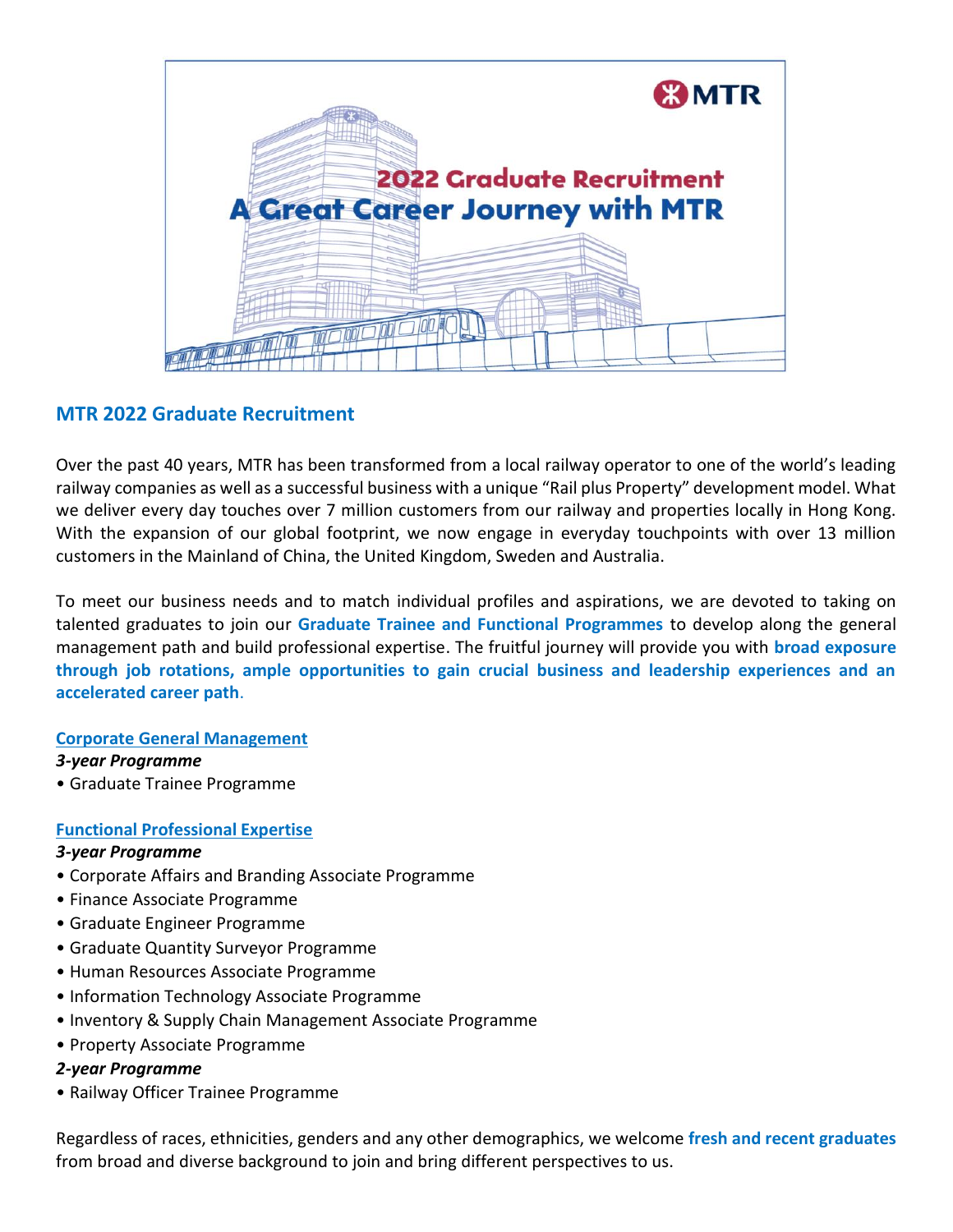MTR

2022 Graduate Recruitment

A Great Career Journey with MTR

## MTR 2022 Graduate Recruitment

Over the past 40 years, MTR has been transformed from a local railway operator to one of the world's leading railway companies as well as a successful business with a unique "Rail plus Property" development model. What we deliver every day touches over 7 million customers from our railway and properties locally in Hong Kong. With the expansion of our global footprint, we now engage in everyday touchpoints with over 13 million customers in the Mainland of China, the United Kingdom, Sweden and Australia.

To meet our business needs and to match individual profiles and aspirations, we are devoted to taking on talented graduates to join our **Graduate Trainee and Functional Programmes** to develop along the general management path and build professional expertise. The fruitful journey will provide you with **broad exposure through job rotations, ample opportunities to gain crucial business and leadership experiences and an accelerated career path**.

### Corporate General Management

***3-year Programme***

- Graduate Trainee Programme

### Functional Professional Expertise

***3-year Programme***

- Corporate Affairs and Branding Associate Programme
- Finance Associate Programme
- Graduate Engineer Programme
- Graduate Quantity Surveyor Programme
- Human Resources Associate Programme
- Information Technology Associate Programme
- Inventory & Supply Chain Management Associate Programme
- Property Associate Programme

***2-year Programme***

- Railway Officer Trainee Programme

Regardless of races, ethnicities, genders and any other demographics, we welcome **fresh and recent graduates** from broad and diverse background to join and bring different perspectives to us.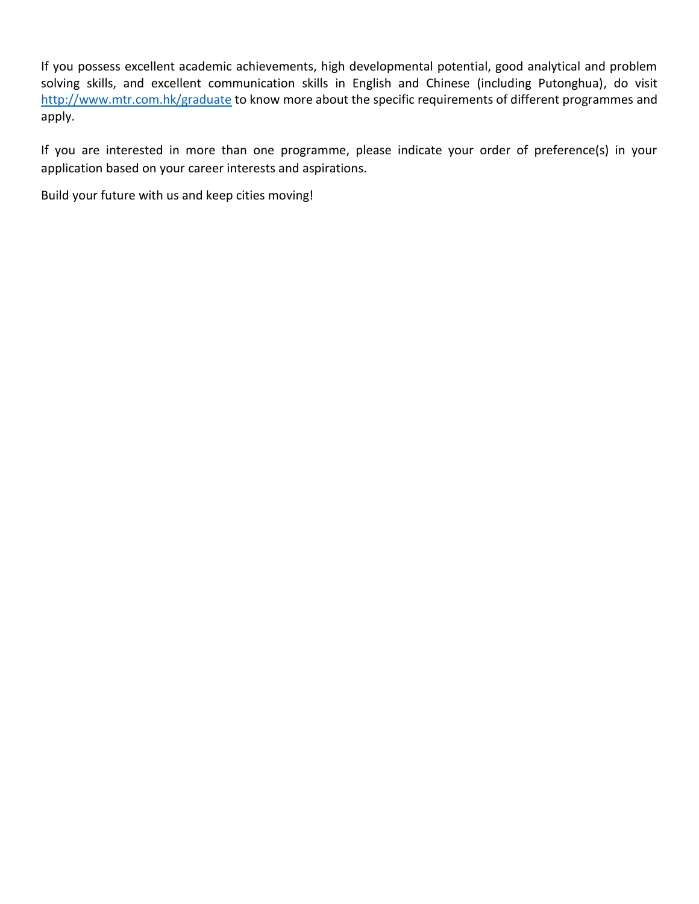If you possess excellent academic achievements, high developmental potential, good analytical and problem solving skills, and excellent communication skills in English and Chinese (including Putonghua), do visit [http://www.mtr.com.hk/graduate](http://www.mtr.com.hk/graduate) to know more about the specific requirements of different programmes and apply.

If you are interested in more than one programme, please indicate your order of preference(s) in your application based on your career interests and aspirations.

Build your future with us and keep cities moving!